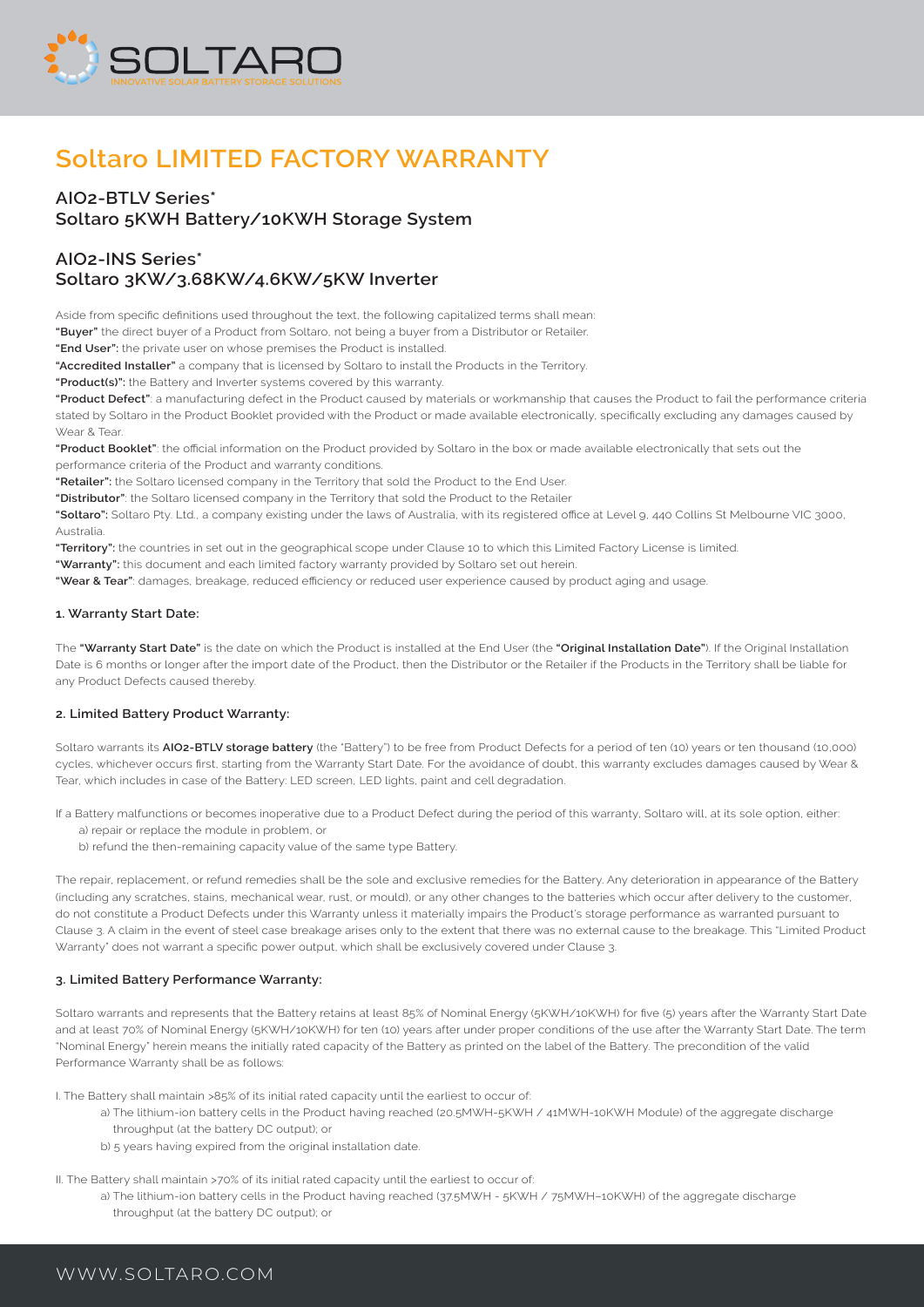# Soltaro LIMITED FACTORY WARRANTY

## AIO2-BTLV Series*
## Soltaro 5KWH Battery/10KWH Storage System

## AIO2-INS Series*
## Soltaro 3KW/3.68KW/4.6KW/5KW Inverter

Aside from specific definitions used throughout the text, the following capitalized terms shall mean:

**"Buyer"** the direct buyer of a Product from Soltaro, not being a buyer from a Distributor or Retailer.

**"End User":** the private user on whose premises the Product is installed.

**"Accredited Installer"** a company that is licensed by Soltaro to install the Products in the Territory.

**"Product(s)":** the Battery and Inverter systems covered by this warranty.

**"Product Defect"**: a manufacturing defect in the Product caused by materials or workmanship that causes the Product to fail the performance criteria stated by Soltaro in the Product Booklet provided with the Product or made available electronically, specifically excluding any damages caused by Wear & Tear.

**"Product Booklet"**: the official information on the Product provided by Soltaro in the box or made available electronically that sets out the performance criteria of the Product and warranty conditions.

**"Retailer":** the Soltaro licensed company in the Territory that sold the Product to the End User.

**"Distributor"**: the Soltaro licensed company in the Territory that sold the Product to the Retailer

**"Soltaro":** Soltaro Pty. Ltd., a company existing under the laws of Australia, with its registered office at Level 9, 440 Collins St Melbourne VIC 3000, Australia.

**"Territory":** the countries in set out in the geographical scope under Clause 10 to which this Limited Factory License is limited.

**"Warranty":** this document and each limited factory warranty provided by Soltaro set out herein.

**"Wear & Tear"**: damages, breakage, reduced efficiency or reduced user experience caused by product aging and usage.

### 1. Warranty Start Date:

The **"Warranty Start Date"** is the date on which the Product is installed at the End User (the **"Original Installation Date"**). If the Original Installation Date is 6 months or longer after the import date of the Product, then the Distributor or the Retailer if the Products in the Territory shall be liable for any Product Defects caused thereby.

### 2. Limited Battery Product Warranty:

Soltaro warrants its **AIO2-BTLV storage battery** (the "Battery") to be free from Product Defects for a period of ten (10) years or ten thousand (10,000) cycles, whichever occurs first, starting from the Warranty Start Date. For the avoidance of doubt, this warranty excludes damages caused by Wear & Tear, which includes in case of the Battery: LED screen, LED lights, paint and cell degradation.

If a Battery malfunctions or becomes inoperative due to a Product Defect during the period of this warranty, Soltaro will, at its sole option, either:

a) repair or replace the module in problem, or

b) refund the then-remaining capacity value of the same type Battery.

The repair, replacement, or refund remedies shall be the sole and exclusive remedies for the Battery. Any deterioration in appearance of the Battery (including any scratches, stains, mechanical wear, rust, or mould), or any other changes to the batteries which occur after delivery to the customer, do not constitute a Product Defects under this Warranty unless it materially impairs the Product's storage performance as warranted pursuant to Clause 3. A claim in the event of steel case breakage arises only to the extent that there was no external cause to the breakage. This "Limited Product Warranty" does not warrant a specific power output, which shall be exclusively covered under Clause 3.

### 3. Limited Battery Performance Warranty:

Soltaro warrants and represents that the Battery retains at least 85% of Nominal Energy (5KWH/10KWH) for five (5) years after the Warranty Start Date and at least 70% of Nominal Energy (5KWH/10KWH) for ten (10) years after under proper conditions of the use after the Warranty Start Date. The term "Nominal Energy" herein means the initially rated capacity of the Battery as printed on the label of the Battery. The precondition of the valid Performance Warranty shall be as follows:

I. The Battery shall maintain >85% of its initial rated capacity until the earliest to occur of:

a) The lithium-ion battery cells in the Product having reached (20.5MWH-5KWH / 41MWH-10KWH Module) of the aggregate discharge throughput (at the battery DC output); or

b) 5 years having expired from the original installation date.

II. The Battery shall maintain >70% of its initial rated capacity until the earliest to occur of:

a) The lithium-ion battery cells in the Product having reached (37.5MWH - 5KWH / 75MWH–10KWH) of the aggregate discharge throughput (at the battery DC output); or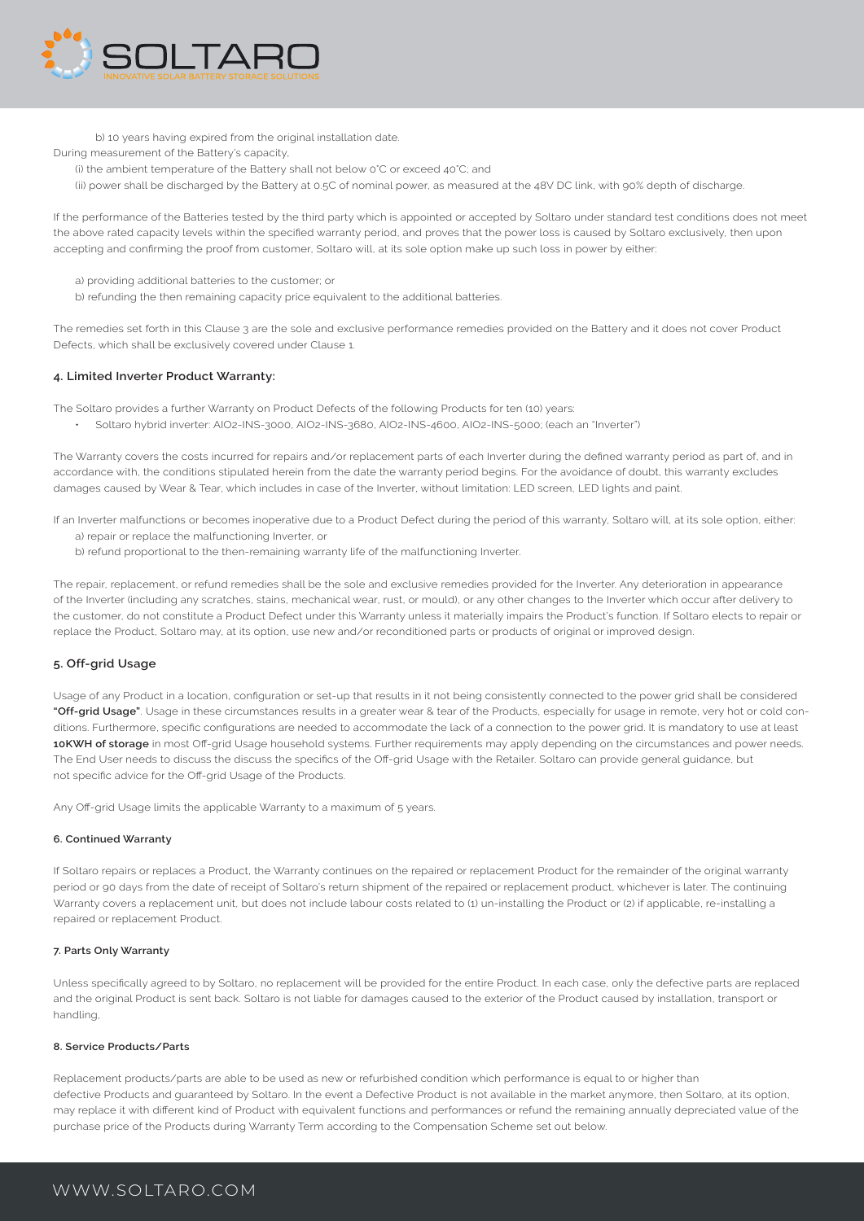b) 10 years having expired from the original installation date.

During measurement of the Battery's capacity,

(i) the ambient temperature of the Battery shall not below 0°C or exceed 40°C; and

(ii) power shall be discharged by the Battery at 0.5C of nominal power, as measured at the 48V DC link, with 90% depth of discharge.

If the performance of the Batteries tested by the third party which is appointed or accepted by Soltaro under standard test conditions does not meet the above rated capacity levels within the specified warranty period, and proves that the power loss is caused by Soltaro exclusively, then upon accepting and confirming the proof from customer, Soltaro will, at its sole option make up such loss in power by either:

a) providing additional batteries to the customer; or

b) refunding the then remaining capacity price equivalent to the additional batteries.

The remedies set forth in this Clause 3 are the sole and exclusive performance remedies provided on the Battery and it does not cover Product Defects, which shall be exclusively covered under Clause 1.

#### 4. Limited Inverter Product Warranty:

The Soltaro provides a further Warranty on Product Defects of the following Products for ten (10) years:

- Soltaro hybrid inverter: AIO2-INS-3000, AIO2-INS-3680, AIO2-INS-4600, AIO2-INS-5000; (each an "Inverter")

The Warranty covers the costs incurred for repairs and/or replacement parts of each Inverter during the defined warranty period as part of, and in accordance with, the conditions stipulated herein from the date the warranty period begins. For the avoidance of doubt, this warranty excludes damages caused by Wear & Tear, which includes in case of the Inverter, without limitation: LED screen, LED lights and paint.

If an Inverter malfunctions or becomes inoperative due to a Product Defect during the period of this warranty, Soltaro will, at its sole option, either:

a) repair or replace the malfunctioning Inverter, or

b) refund proportional to the then-remaining warranty life of the malfunctioning Inverter.

The repair, replacement, or refund remedies shall be the sole and exclusive remedies provided for the Inverter. Any deterioration in appearance of the Inverter (including any scratches, stains, mechanical wear, rust, or mould), or any other changes to the Inverter which occur after delivery to the customer, do not constitute a Product Defect under this Warranty unless it materially impairs the Product's function. If Soltaro elects to repair or replace the Product, Soltaro may, at its option, use new and/or reconditioned parts or products of original or improved design.

#### 5. Off-grid Usage

Usage of any Product in a location, configuration or set-up that results in it not being consistently connected to the power grid shall be considered **"Off-grid Usage"**. Usage in these circumstances results in a greater wear & tear of the Products, especially for usage in remote, very hot or cold conditions. Furthermore, specific configurations are needed to accommodate the lack of a connection to the power grid. It is mandatory to use at least **10KWH of storage** in most Off-grid Usage household systems. Further requirements may apply depending on the circumstances and power needs. The End User needs to discuss the discuss the specifics of the Off-grid Usage with the Retailer. Soltaro can provide general guidance, but not specific advice for the Off-grid Usage of the Products.

Any Off-grid Usage limits the applicable Warranty to a maximum of 5 years.

##### 6. Continued Warranty

If Soltaro repairs or replaces a Product, the Warranty continues on the repaired or replacement Product for the remainder of the original warranty period or 90 days from the date of receipt of Soltaro's return shipment of the repaired or replacement product, whichever is later. The continuing Warranty covers a replacement unit, but does not include labour costs related to (1) un-installing the Product or (2) if applicable, re-installing a repaired or replacement Product.

##### 7. Parts Only Warranty

Unless specifically agreed to by Soltaro, no replacement will be provided for the entire Product. In each case, only the defective parts are replaced and the original Product is sent back. Soltaro is not liable for damages caused to the exterior of the Product caused by installation, transport or handling,

##### 8. Service Products/Parts

Replacement products/parts are able to be used as new or refurbished condition which performance is equal to or higher than defective Products and guaranteed by Soltaro. In the event a Defective Product is not available in the market anymore, then Soltaro, at its option, may replace it with different kind of Product with equivalent functions and performances or refund the remaining annually depreciated value of the purchase price of the Products during Warranty Term according to the Compensation Scheme set out below.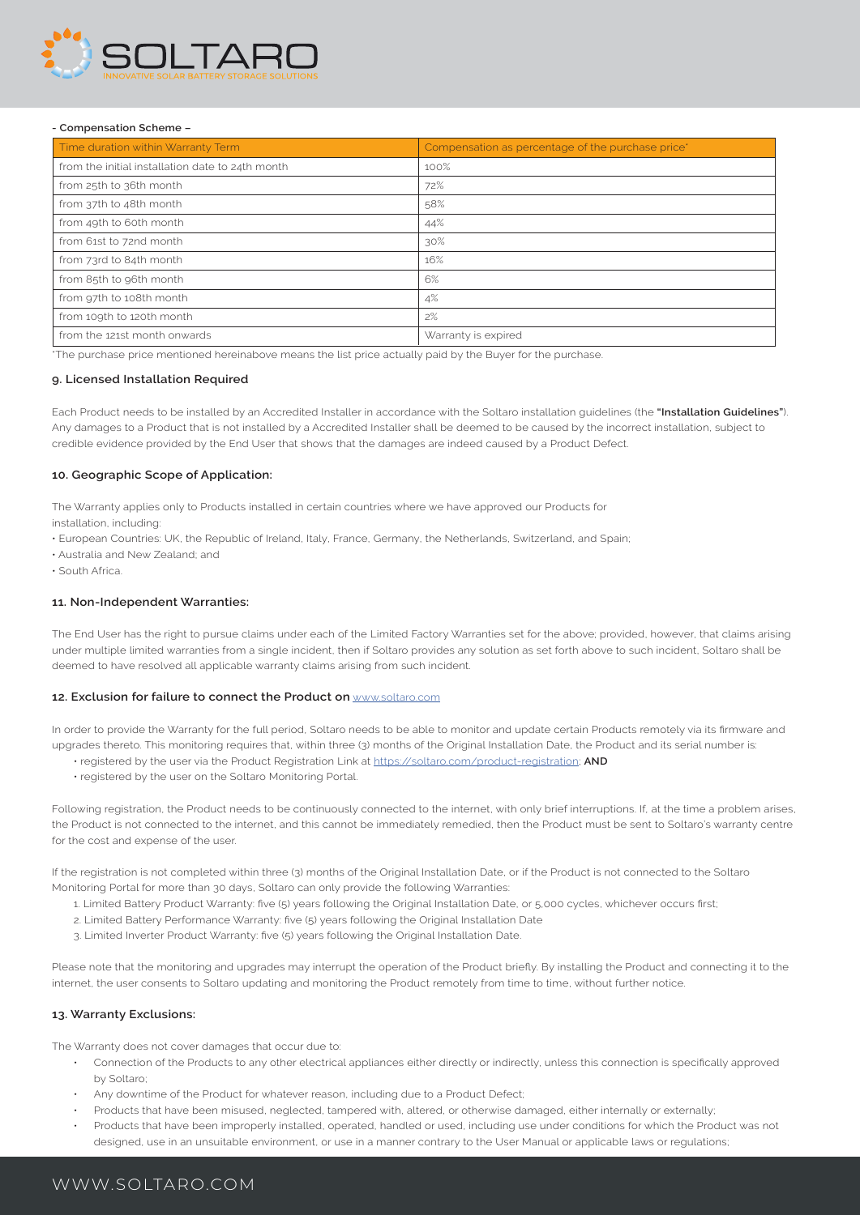**- Compensation Scheme –**

| Time duration within Warranty Term | Compensation as percentage of the purchase price* |
| --- | --- |
| from the initial installation date to 24th month | 100% |
| from 25th to 36th month | 72% |
| from 37th to 48th month | 58% |
| from 49th to 60th month | 44% |
| from 61st to 72nd month | 30% |
| from 73rd to 84th month | 16% |
| from 85th to 96th month | 6% |
| from 97th to 108th month | 4% |
| from 109th to 120th month | 2% |
| from the 121st month onwards | Warranty is expired |

*The purchase price mentioned hereinabove means the list price actually paid by the Buyer for the purchase.

### 9. Licensed Installation Required

Each Product needs to be installed by an Accredited Installer in accordance with the Soltaro installation guidelines (the **"Installation Guidelines"**). Any damages to a Product that is not installed by a Accredited Installer shall be deemed to be caused by the incorrect installation, subject to credible evidence provided by the End User that shows that the damages are indeed caused by a Product Defect.

### 10. Geographic Scope of Application:

The Warranty applies only to Products installed in certain countries where we have approved our Products for installation, including:

- European Countries: UK, the Republic of Ireland, Italy, France, Germany, the Netherlands, Switzerland, and Spain;
- Australia and New Zealand; and
- South Africa.

### 11. Non-Independent Warranties:

The End User has the right to pursue claims under each of the Limited Factory Warranties set for the above; provided, however, that claims arising under multiple limited warranties from a single incident, then if Soltaro provides any solution as set forth above to such incident, Soltaro shall be deemed to have resolved all applicable warranty claims arising from such incident.

### 12. Exclusion for failure to connect the Product on www.soltaro.com

In order to provide the Warranty for the full period, Soltaro needs to be able to monitor and update certain Products remotely via its firmware and upgrades thereto. This monitoring requires that, within three (3) months of the Original Installation Date, the Product and its serial number is:

- registered by the user via the Product Registration Link at https://soltaro.com/product-registration; **AND**
- registered by the user on the Soltaro Monitoring Portal.

Following registration, the Product needs to be continuously connected to the internet, with only brief interruptions. If, at the time a problem arises, the Product is not connected to the internet, and this cannot be immediately remedied, then the Product must be sent to Soltaro's warranty centre for the cost and expense of the user.

If the registration is not completed within three (3) months of the Original Installation Date, or if the Product is not connected to the Soltaro Monitoring Portal for more than 30 days, Soltaro can only provide the following Warranties:

1. Limited Battery Product Warranty: five (5) years following the Original Installation Date, or 5,000 cycles, whichever occurs first;
2. Limited Battery Performance Warranty: five (5) years following the Original Installation Date
3. Limited Inverter Product Warranty: five (5) years following the Original Installation Date.

Please note that the monitoring and upgrades may interrupt the operation of the Product briefly. By installing the Product and connecting it to the internet, the user consents to Soltaro updating and monitoring the Product remotely from time to time, without further notice.

### 13. Warranty Exclusions:

The Warranty does not cover damages that occur due to:

- Connection of the Products to any other electrical appliances either directly or indirectly, unless this connection is specifically approved by Soltaro;
- Any downtime of the Product for whatever reason, including due to a Product Defect;
- Products that have been misused, neglected, tampered with, altered, or otherwise damaged, either internally or externally;
- Products that have been improperly installed, operated, handled or used, including use under conditions for which the Product was not designed, use in an unsuitable environment, or use in a manner contrary to the User Manual or applicable laws or regulations;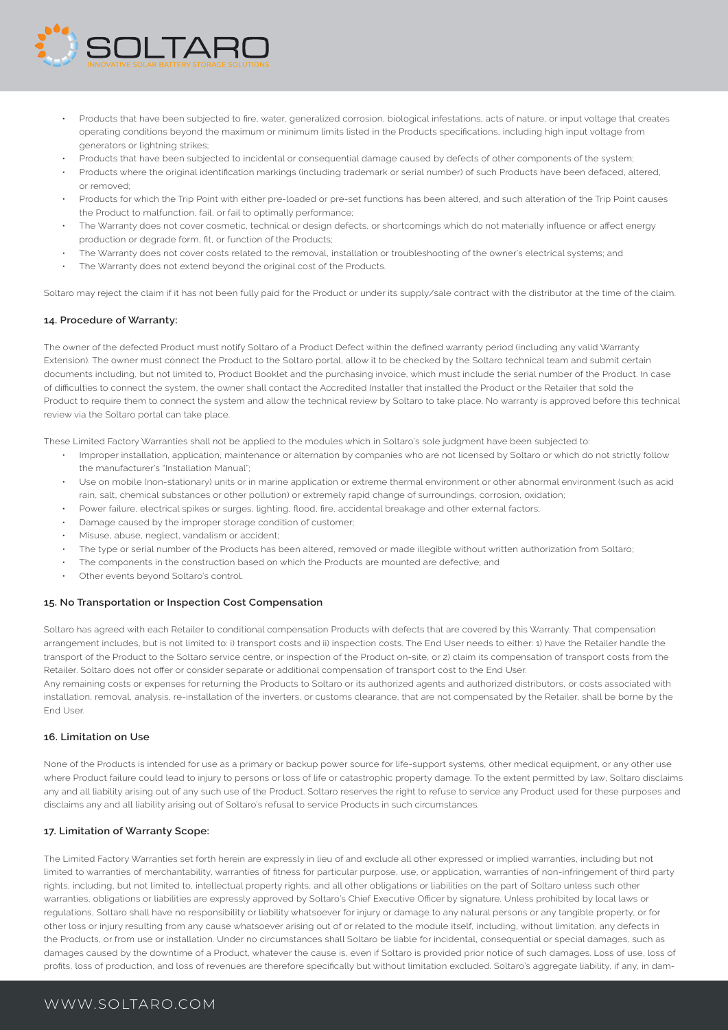- Products that have been subjected to fire, water, generalized corrosion, biological infestations, acts of nature, or input voltage that creates operating conditions beyond the maximum or minimum limits listed in the Products specifications, including high input voltage from generators or lightning strikes;
- Products that have been subjected to incidental or consequential damage caused by defects of other components of the system;
- Products where the original identification markings (including trademark or serial number) of such Products have been defaced, altered, or removed;
- Products for which the Trip Point with either pre-loaded or pre-set functions has been altered, and such alteration of the Trip Point causes the Product to malfunction, fail, or fail to optimally performance;
- The Warranty does not cover cosmetic, technical or design defects, or shortcomings which do not materially influence or affect energy production or degrade form, fit, or function of the Products;
- The Warranty does not cover costs related to the removal, installation or troubleshooting of the owner's electrical systems; and
- The Warranty does not extend beyond the original cost of the Products.

Soltaro may reject the claim if it has not been fully paid for the Product or under its supply/sale contract with the distributor at the time of the claim.

#### 14. Procedure of Warranty:

The owner of the defected Product must notify Soltaro of a Product Defect within the defined warranty period (including any valid Warranty Extension). The owner must connect the Product to the Soltaro portal, allow it to be checked by the Soltaro technical team and submit certain documents including, but not limited to, Product Booklet and the purchasing invoice, which must include the serial number of the Product. In case of difficulties to connect the system, the owner shall contact the Accredited Installer that installed the Product or the Retailer that sold the Product to require them to connect the system and allow the technical review by Soltaro to take place. No warranty is approved before this technical review via the Soltaro portal can take place.

These Limited Factory Warranties shall not be applied to the modules which in Soltaro's sole judgment have been subjected to:

- Improper installation, application, maintenance or alternation by companies who are not licensed by Soltaro or which do not strictly follow the manufacturer's "Installation Manual";
- Use on mobile (non-stationary) units or in marine application or extreme thermal environment or other abnormal environment (such as acid rain, salt, chemical substances or other pollution) or extremely rapid change of surroundings, corrosion, oxidation;
- Power failure, electrical spikes or surges, lighting, flood, fire, accidental breakage and other external factors;
- Damage caused by the improper storage condition of customer;
- Misuse, abuse, neglect, vandalism or accident;
- The type or serial number of the Products has been altered, removed or made illegible without written authorization from Soltaro;
- The components in the construction based on which the Products are mounted are defective; and
- Other events beyond Soltaro's control.

#### 15. No Transportation or Inspection Cost Compensation

Soltaro has agreed with each Retailer to conditional compensation Products with defects that are covered by this Warranty. That compensation arrangement includes, but is not limited to: i) transport costs and ii) inspection costs. The End User needs to either: 1) have the Retailer handle the transport of the Product to the Soltaro service centre, or inspection of the Product on-site, or 2) claim its compensation of transport costs from the Retailer. Soltaro does not offer or consider separate or additional compensation of transport cost to the End User.

Any remaining costs or expenses for returning the Products to Soltaro or its authorized agents and authorized distributors, or costs associated with installation, removal, analysis, re-installation of the inverters, or customs clearance, that are not compensated by the Retailer, shall be borne by the End User.

#### 16. Limitation on Use

None of the Products is intended for use as a primary or backup power source for life-support systems, other medical equipment, or any other use where Product failure could lead to injury to persons or loss of life or catastrophic property damage. To the extent permitted by law, Soltaro disclaims any and all liability arising out of any such use of the Product. Soltaro reserves the right to refuse to service any Product used for these purposes and disclaims any and all liability arising out of Soltaro's refusal to service Products in such circumstances.

#### 17. Limitation of Warranty Scope:

The Limited Factory Warranties set forth herein are expressly in lieu of and exclude all other expressed or implied warranties, including but not limited to warranties of merchantability, warranties of fitness for particular purpose, use, or application, warranties of non-infringement of third party rights, including, but not limited to, intellectual property rights, and all other obligations or liabilities on the part of Soltaro unless such other warranties, obligations or liabilities are expressly approved by Soltaro's Chief Executive Officer by signature. Unless prohibited by local laws or regulations, Soltaro shall have no responsibility or liability whatsoever for injury or damage to any natural persons or any tangible property, or for other loss or injury resulting from any cause whatsoever arising out of or related to the module itself, including, without limitation, any defects in the Products, or from use or installation. Under no circumstances shall Soltaro be liable for incidental, consequential or special damages, such as damages caused by the downtime of a Product, whatever the cause is, even if Soltaro is provided prior notice of such damages. Loss of use, loss of profits, loss of production, and loss of revenues are therefore specifically but without limitation excluded. Soltaro's aggregate liability, if any, in dam-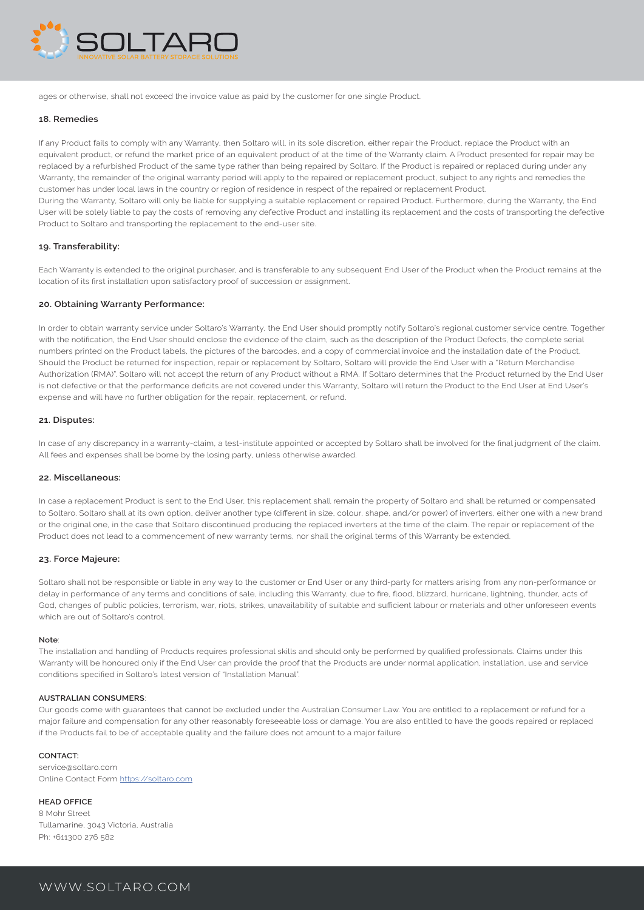ages or otherwise, shall not exceed the invoice value as paid by the customer for one single Product.

### 18. Remedies

If any Product fails to comply with any Warranty, then Soltaro will, in its sole discretion, either repair the Product, replace the Product with an equivalent product, or refund the market price of an equivalent product of at the time of the Warranty claim. A Product presented for repair may be replaced by a refurbished Product of the same type rather than being repaired by Soltaro. If the Product is repaired or replaced during under any Warranty, the remainder of the original warranty period will apply to the repaired or replacement product, subject to any rights and remedies the customer has under local laws in the country or region of residence in respect of the repaired or replacement Product.
During the Warranty, Soltaro will only be liable for supplying a suitable replacement or repaired Product. Furthermore, during the Warranty, the End User will be solely liable to pay the costs of removing any defective Product and installing its replacement and the costs of transporting the defective Product to Soltaro and transporting the replacement to the end-user site.

### 19. Transferability:

Each Warranty is extended to the original purchaser, and is transferable to any subsequent End User of the Product when the Product remains at the location of its first installation upon satisfactory proof of succession or assignment.

### 20. Obtaining Warranty Performance:

In order to obtain warranty service under Soltaro's Warranty, the End User should promptly notify Soltaro's regional customer service centre. Together with the notification, the End User should enclose the evidence of the claim, such as the description of the Product Defects, the complete serial numbers printed on the Product labels, the pictures of the barcodes, and a copy of commercial invoice and the installation date of the Product. Should the Product be returned for inspection, repair or replacement by Soltaro, Soltaro will provide the End User with a "Return Merchandise Authorization (RMA)". Soltaro will not accept the return of any Product without a RMA. If Soltaro determines that the Product returned by the End User is not defective or that the performance deficits are not covered under this Warranty, Soltaro will return the Product to the End User at End User's expense and will have no further obligation for the repair, replacement, or refund.

### 21. Disputes:

In case of any discrepancy in a warranty-claim, a test-institute appointed or accepted by Soltaro shall be involved for the final judgment of the claim. All fees and expenses shall be borne by the losing party, unless otherwise awarded.

### 22. Miscellaneous:

In case a replacement Product is sent to the End User, this replacement shall remain the property of Soltaro and shall be returned or compensated to Soltaro. Soltaro shall at its own option, deliver another type (different in size, colour, shape, and/or power) of inverters, either one with a new brand or the original one, in the case that Soltaro discontinued producing the replaced inverters at the time of the claim. The repair or replacement of the Product does not lead to a commencement of new warranty terms, nor shall the original terms of this Warranty be extended.

### 23. Force Majeure:

Soltaro shall not be responsible or liable in any way to the customer or End User or any third-party for matters arising from any non-performance or delay in performance of any terms and conditions of sale, including this Warranty, due to fire, flood, blizzard, hurricane, lightning, thunder, acts of God, changes of public policies, terrorism, war, riots, strikes, unavailability of suitable and sufficient labour or materials and other unforeseen events which are out of Soltaro's control.

**Note**:
The installation and handling of Products requires professional skills and should only be performed by qualified professionals. Claims under this Warranty will be honoured only if the End User can provide the proof that the Products are under normal application, installation, use and service conditions specified in Soltaro's latest version of "Installation Manual".

**AUSTRALIAN CONSUMERS**:
Our goods come with guarantees that cannot be excluded under the Australian Consumer Law. You are entitled to a replacement or refund for a major failure and compensation for any other reasonably foreseeable loss or damage. You are also entitled to have the goods repaired or replaced if the Products fail to be of acceptable quality and the failure does not amount to a major failure

**CONTACT:**
service@soltaro.com
Online Contact Form https://soltaro.com

**HEAD OFFICE**
8 Mohr Street
Tullamarine, 3043 Victoria, Australia
Ph: +611300 276 582